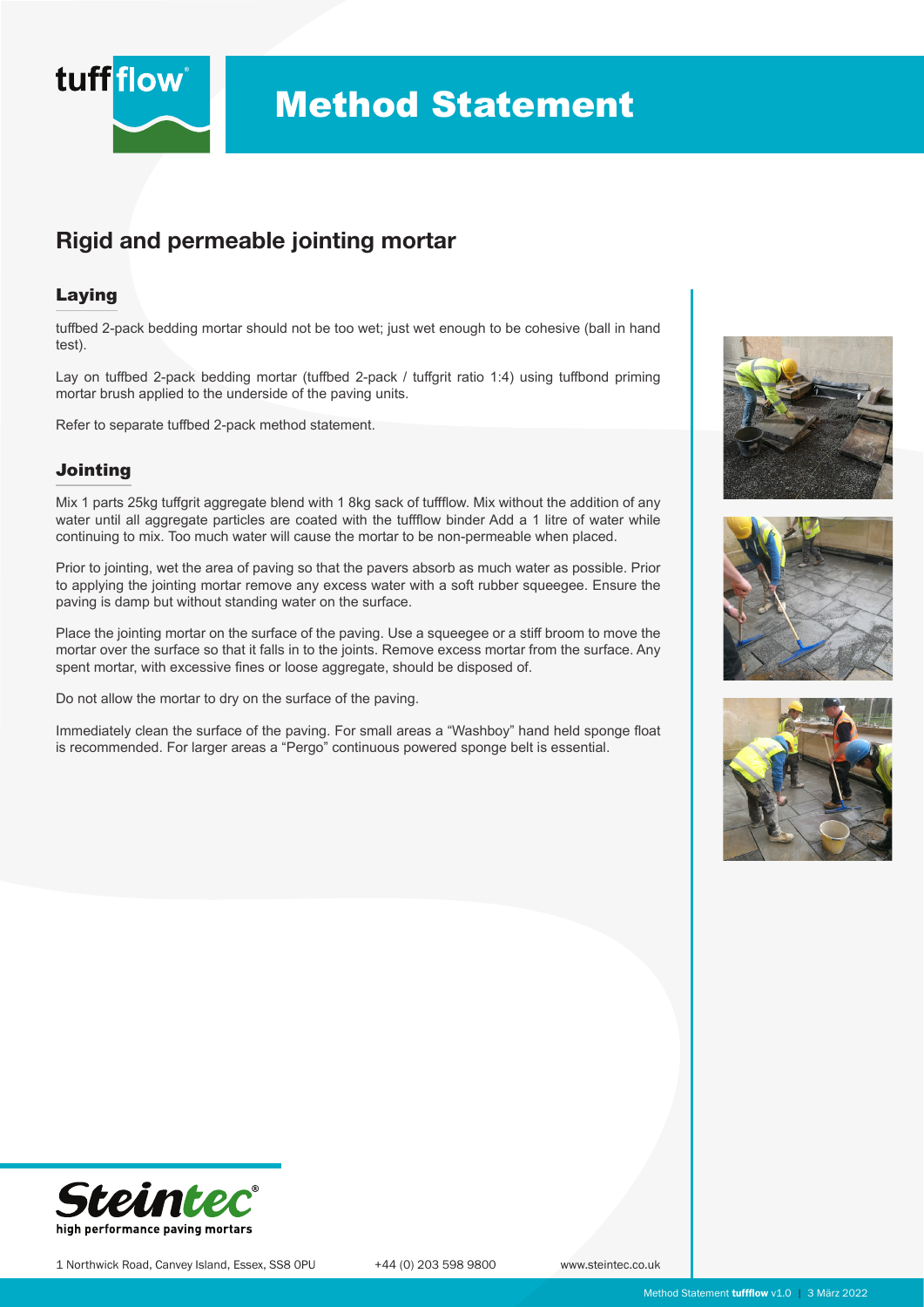# Method Statement

## Rigid and permeable jointing mortar

### Laying

tuffbed 2-pack bedding mortar should not be too wet; just wet enough to be cohesive (ball in hand test).

Lay on tuffbed 2-pack bedding mortar (tuffbed 2-pack / tuffgrit ratio 1:4) using tuffbond priming mortar brush applied to the underside of the paving units.

Refer to separate tuffbed 2-pack method statement.

### Jointing

Mix 1 parts 25kg tuffgrit aggregate blend with 1 8kg sack of tuffflow. Mix without the addition of any water until all aggregate particles are coated with the tuffflow binder Add a 1 litre of water while continuing to mix. Too much water will cause the mortar to be non-permeable when placed.

Prior to jointing, wet the area of paving so that the pavers absorb as much water as possible. Prior to applying the jointing mortar remove any excess water with a soft rubber squeegee. Ensure the paving is damp but without standing water on the surface.

Place the jointing mortar on the surface of the paving. Use a squeegee or a stiff broom to move the mortar over the surface so that it falls in to the joints. Remove excess mortar from the surface. Any spent mortar, with excessive fines or loose aggregate, should be disposed of.

Do not allow the mortar to dry on the surface of the paving.

Immediately clean the surface of the paving. For small areas a "Washboy" hand held sponge float is recommended. For larger areas a "Pergo" continuous powered sponge belt is essential.

Steintec – high performance paving mortars

1 Northwick Road, Canvey Island, Essex, SS8 0PU    +44 (0) 203 598 9800    www.steintec.co.uk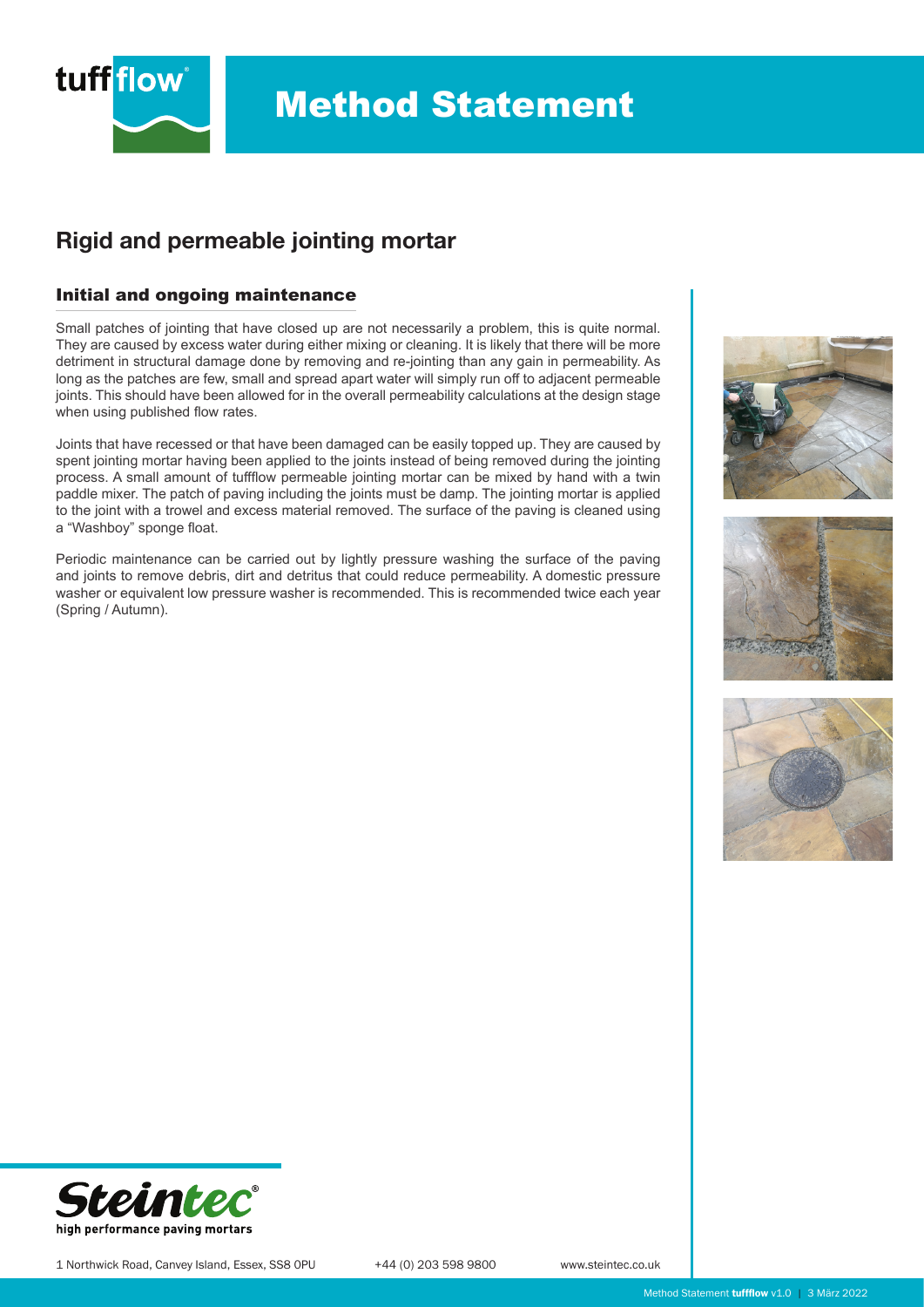# Method Statement

## Rigid and permeable jointing mortar

### Initial and ongoing maintenance

Small patches of jointing that have closed up are not necessarily a problem, this is quite normal. They are caused by excess water during either mixing or cleaning. It is likely that there will be more detriment in structural damage done by removing and re-jointing than any gain in permeability. As long as the patches are few, small and spread apart water will simply run off to adjacent permeable joints. This should have been allowed for in the overall permeability calculations at the design stage when using published flow rates.

Joints that have recessed or that have been damaged can be easily topped up. They are caused by spent jointing mortar having been applied to the joints instead of being removed during the jointing process. A small amount of tuffflow permeable jointing mortar can be mixed by hand with a twin paddle mixer. The patch of paving including the joints must be damp. The jointing mortar is applied to the joint with a trowel and excess material removed. The surface of the paving is cleaned using a "Washboy" sponge float.

Periodic maintenance can be carried out by lightly pressure washing the surface of the paving and joints to remove debris, dirt and detritus that could reduce permeability. A domestic pressure washer or equivalent low pressure washer is recommended. This is recommended twice each year (Spring / Autumn).

1 Northwick Road, Canvey Island, Essex, SS8 0PU    +44 (0) 203 598 9800    www.steintec.co.uk